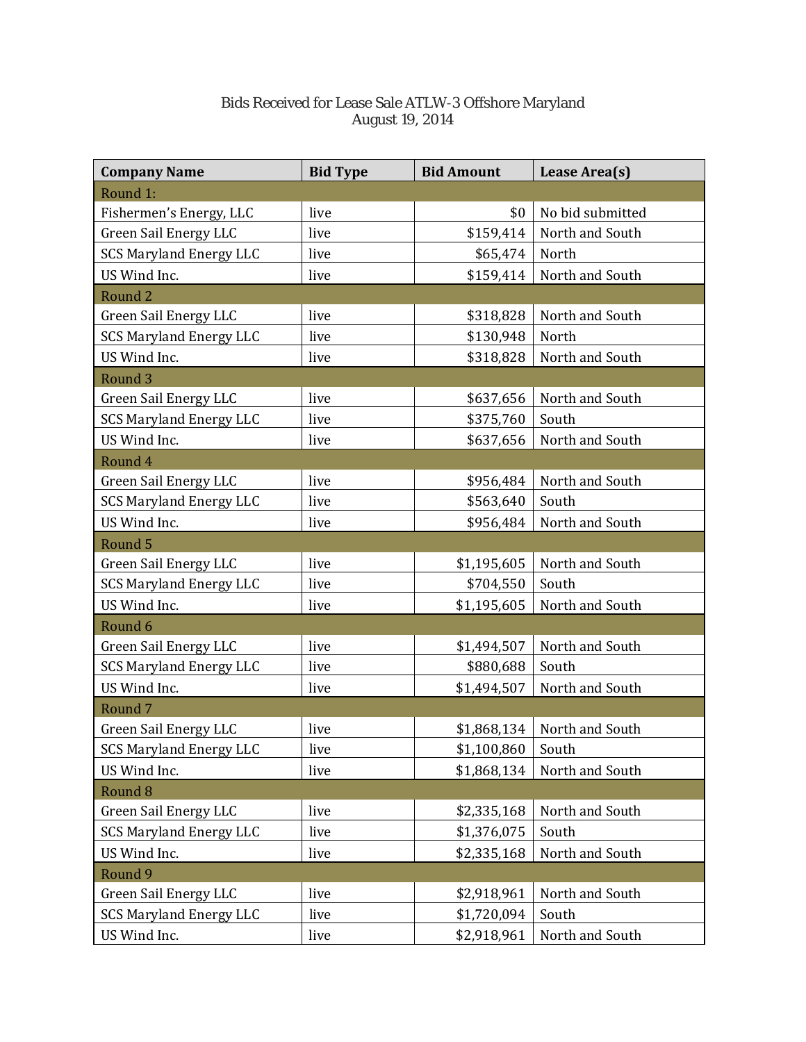# Bids Received for Lease Sale ATLW-3 Offshore Maryland
## August 19, 2014

| Company Name | Bid Type | Bid Amount | Lease Area(s) |
|---|---|---|---|
| Round 1: | | | |
| Fishermen's Energy, LLC | live | $0 | No bid submitted |
| Green Sail Energy LLC | live | $159,414 | North and South |
| SCS Maryland Energy LLC | live | $65,474 | North |
| US Wind Inc. | live | $159,414 | North and South |
| Round 2 | | | |
| Green Sail Energy LLC | live | $318,828 | North and South |
| SCS Maryland Energy LLC | live | $130,948 | North |
| US Wind Inc. | live | $318,828 | North and South |
| Round 3 | | | |
| Green Sail Energy LLC | live | $637,656 | North and South |
| SCS Maryland Energy LLC | live | $375,760 | South |
| US Wind Inc. | live | $637,656 | North and South |
| Round 4 | | | |
| Green Sail Energy LLC | live | $956,484 | North and South |
| SCS Maryland Energy LLC | live | $563,640 | South |
| US Wind Inc. | live | $956,484 | North and South |
| Round 5 | | | |
| Green Sail Energy LLC | live | $1,195,605 | North and South |
| SCS Maryland Energy LLC | live | $704,550 | South |
| US Wind Inc. | live | $1,195,605 | North and South |
| Round 6 | | | |
| Green Sail Energy LLC | live | $1,494,507 | North and South |
| SCS Maryland Energy LLC | live | $880,688 | South |
| US Wind Inc. | live | $1,494,507 | North and South |
| Round 7 | | | |
| Green Sail Energy LLC | live | $1,868,134 | North and South |
| SCS Maryland Energy LLC | live | $1,100,860 | South |
| US Wind Inc. | live | $1,868,134 | North and South |
| Round 8 | | | |
| Green Sail Energy LLC | live | $2,335,168 | North and South |
| SCS Maryland Energy LLC | live | $1,376,075 | South |
| US Wind Inc. | live | $2,335,168 | North and South |
| Round 9 | | | |
| Green Sail Energy LLC | live | $2,918,961 | North and South |
| SCS Maryland Energy LLC | live | $1,720,094 | South |
| US Wind Inc. | live | $2,918,961 | North and South |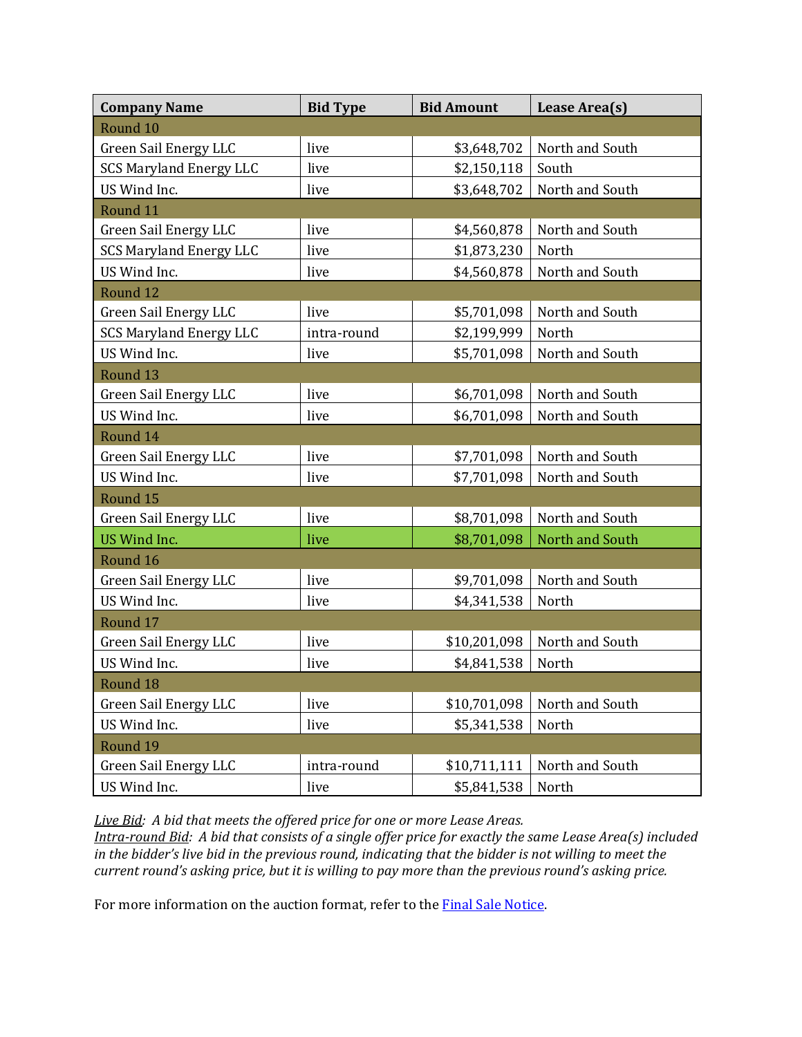| Company Name | Bid Type | Bid Amount | Lease Area(s) |
|---|---|---|---|
| Round 10 | | | |
| Green Sail Energy LLC | live | $3,648,702 | North and South |
| SCS Maryland Energy LLC | live | $2,150,118 | South |
| US Wind Inc. | live | $3,648,702 | North and South |
| Round 11 | | | |
| Green Sail Energy LLC | live | $4,560,878 | North and South |
| SCS Maryland Energy LLC | live | $1,873,230 | North |
| US Wind Inc. | live | $4,560,878 | North and South |
| Round 12 | | | |
| Green Sail Energy LLC | live | $5,701,098 | North and South |
| SCS Maryland Energy LLC | intra-round | $2,199,999 | North |
| US Wind Inc. | live | $5,701,098 | North and South |
| Round 13 | | | |
| Green Sail Energy LLC | live | $6,701,098 | North and South |
| US Wind Inc. | live | $6,701,098 | North and South |
| Round 14 | | | |
| Green Sail Energy LLC | live | $7,701,098 | North and South |
| US Wind Inc. | live | $7,701,098 | North and South |
| Round 15 | | | |
| Green Sail Energy LLC | live | $8,701,098 | North and South |
| US Wind Inc. | live | $8,701,098 | North and South |
| Round 16 | | | |
| Green Sail Energy LLC | live | $9,701,098 | North and South |
| US Wind Inc. | live | $4,341,538 | North |
| Round 17 | | | |
| Green Sail Energy LLC | live | $10,201,098 | North and South |
| US Wind Inc. | live | $4,841,538 | North |
| Round 18 | | | |
| Green Sail Energy LLC | live | $10,701,098 | North and South |
| US Wind Inc. | live | $5,341,538 | North |
| Round 19 | | | |
| Green Sail Energy LLC | intra-round | $10,711,111 | North and South |
| US Wind Inc. | live | $5,841,538 | North |

*Live Bid: A bid that meets the offered price for one or more Lease Areas.*
*Intra-round Bid: A bid that consists of a single offer price for exactly the same Lease Area(s) included in the bidder's live bid in the previous round, indicating that the bidder is not willing to meet the current round's asking price, but it is willing to pay more than the previous round's asking price.*

For more information on the auction format, refer to the Final Sale Notice.